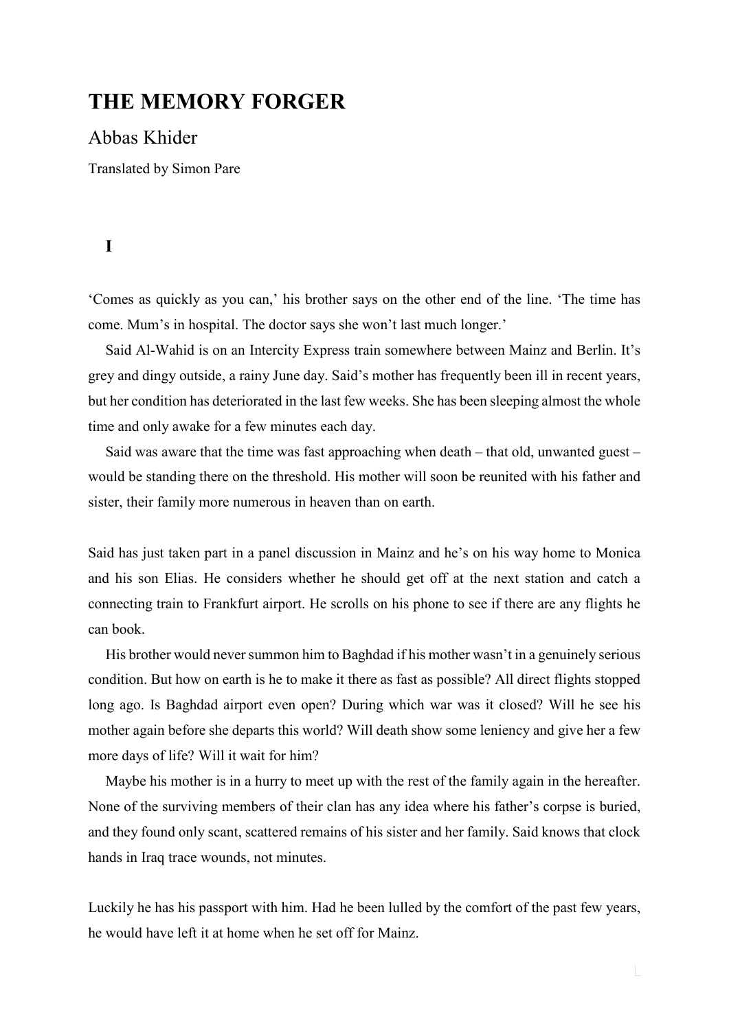# THE MEMORY FORGER

Abbas Khider

Translated by Simon Pare

## I

'Comes as quickly as you can,' his brother says on the other end of the line. 'The time has come. Mum's in hospital. The doctor says she won't last much longer.'

Said Al-Wahid is on an Intercity Express train somewhere between Mainz and Berlin. It's grey and dingy outside, a rainy June day. Said's mother has frequently been ill in recent years, but her condition has deteriorated in the last few weeks. She has been sleeping almost the whole time and only awake for a few minutes each day.

Said was aware that the time was fast approaching when death – that old, unwanted guest – would be standing there on the threshold. His mother will soon be reunited with his father and sister, their family more numerous in heaven than on earth.

Said has just taken part in a panel discussion in Mainz and he's on his way home to Monica and his son Elias. He considers whether he should get off at the next station and catch a connecting train to Frankfurt airport. He scrolls on his phone to see if there are any flights he can book.

His brother would never summon him to Baghdad if his mother wasn't in a genuinely serious condition. But how on earth is he to make it there as fast as possible? All direct flights stopped long ago. Is Baghdad airport even open? During which war was it closed? Will he see his mother again before she departs this world? Will death show some leniency and give her a few more days of life? Will it wait for him?

Maybe his mother is in a hurry to meet up with the rest of the family again in the hereafter. None of the surviving members of their clan has any idea where his father's corpse is buried, and they found only scant, scattered remains of his sister and her family. Said knows that clock hands in Iraq trace wounds, not minutes.

Luckily he has his passport with him. Had he been lulled by the comfort of the past few years, he would have left it at home when he set off for Mainz.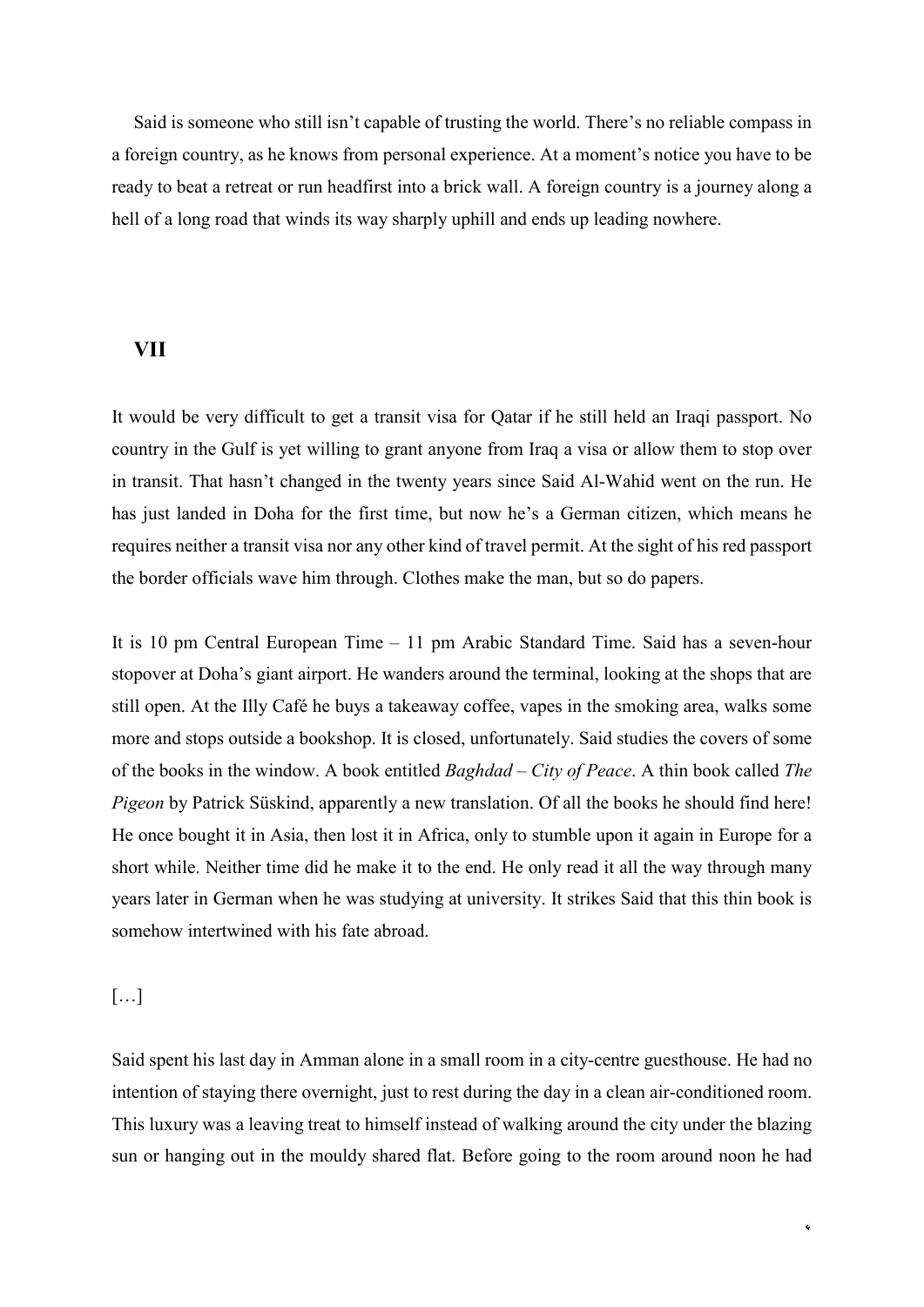Said is someone who still isn't capable of trusting the world. There's no reliable compass in a foreign country, as he knows from personal experience. At a moment's notice you have to be ready to beat a retreat or run headfirst into a brick wall. A foreign country is a journey along a hell of a long road that winds its way sharply uphill and ends up leading nowhere.

## VII

It would be very difficult to get a transit visa for Qatar if he still held an Iraqi passport. No country in the Gulf is yet willing to grant anyone from Iraq a visa or allow them to stop over in transit. That hasn't changed in the twenty years since Said Al-Wahid went on the run. He has just landed in Doha for the first time, but now he's a German citizen, which means he requires neither a transit visa nor any other kind of travel permit. At the sight of his red passport the border officials wave him through. Clothes make the man, but so do papers.

It is 10 pm Central European Time – 11 pm Arabic Standard Time. Said has a seven-hour stopover at Doha's giant airport. He wanders around the terminal, looking at the shops that are still open. At the Illy Café he buys a takeaway coffee, vapes in the smoking area, walks some more and stops outside a bookshop. It is closed, unfortunately. Said studies the covers of some of the books in the window. A book entitled *Baghdad – City of Peace*. A thin book called *The Pigeon* by Patrick Süskind, apparently a new translation. Of all the books he should find here! He once bought it in Asia, then lost it in Africa, only to stumble upon it again in Europe for a short while. Neither time did he make it to the end. He only read it all the way through many years later in German when he was studying at university. It strikes Said that this thin book is somehow intertwined with his fate abroad.

[…]

Said spent his last day in Amman alone in a small room in a city-centre guesthouse. He had no intention of staying there overnight, just to rest during the day in a clean air-conditioned room. This luxury was a leaving treat to himself instead of walking around the city under the blazing sun or hanging out in the mouldy shared flat. Before going to the room around noon he had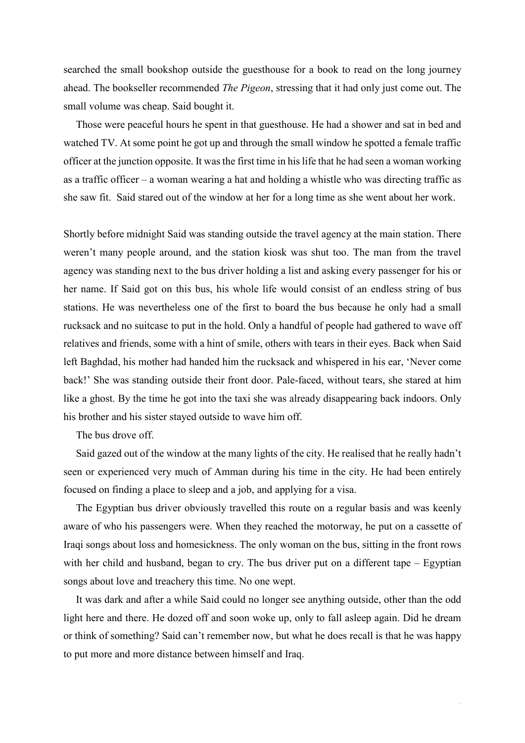searched the small bookshop outside the guesthouse for a book to read on the long journey ahead. The bookseller recommended *The Pigeon*, stressing that it had only just come out. The small volume was cheap. Said bought it.

Those were peaceful hours he spent in that guesthouse. He had a shower and sat in bed and watched TV. At some point he got up and through the small window he spotted a female traffic officer at the junction opposite. It was the first time in his life that he had seen a woman working as a traffic officer – a woman wearing a hat and holding a whistle who was directing traffic as she saw fit. Said stared out of the window at her for a long time as she went about her work.

Shortly before midnight Said was standing outside the travel agency at the main station. There weren't many people around, and the station kiosk was shut too. The man from the travel agency was standing next to the bus driver holding a list and asking every passenger for his or her name. If Said got on this bus, his whole life would consist of an endless string of bus stations. He was nevertheless one of the first to board the bus because he only had a small rucksack and no suitcase to put in the hold. Only a handful of people had gathered to wave off relatives and friends, some with a hint of smile, others with tears in their eyes. Back when Said left Baghdad, his mother had handed him the rucksack and whispered in his ear, 'Never come back!' She was standing outside their front door. Pale-faced, without tears, she stared at him like a ghost. By the time he got into the taxi she was already disappearing back indoors. Only his brother and his sister stayed outside to wave him off.

The bus drove off.

Said gazed out of the window at the many lights of the city. He realised that he really hadn't seen or experienced very much of Amman during his time in the city. He had been entirely focused on finding a place to sleep and a job, and applying for a visa.

The Egyptian bus driver obviously travelled this route on a regular basis and was keenly aware of who his passengers were. When they reached the motorway, he put on a cassette of Iraqi songs about loss and homesickness. The only woman on the bus, sitting in the front rows with her child and husband, began to cry. The bus driver put on a different tape – Egyptian songs about love and treachery this time. No one wept.

It was dark and after a while Said could no longer see anything outside, other than the odd light here and there. He dozed off and soon woke up, only to fall asleep again. Did he dream or think of something? Said can't remember now, but what he does recall is that he was happy to put more and more distance between himself and Iraq.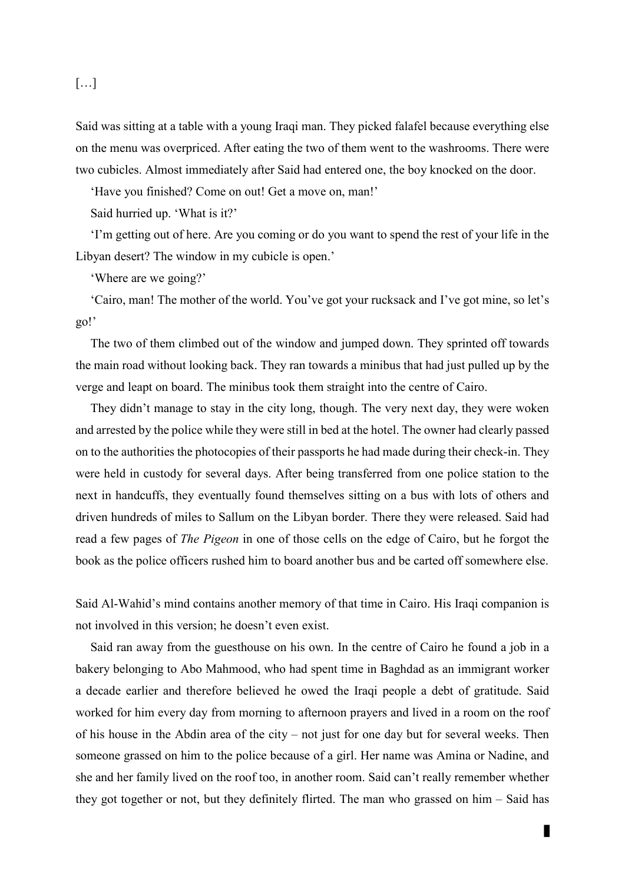[…]

Said was sitting at a table with a young Iraqi man. They picked falafel because everything else on the menu was overpriced. After eating the two of them went to the washrooms. There were two cubicles. Almost immediately after Said had entered one, the boy knocked on the door.

'Have you finished? Come on out! Get a move on, man!'

Said hurried up. 'What is it?'

'I'm getting out of here. Are you coming or do you want to spend the rest of your life in the Libyan desert? The window in my cubicle is open.'

'Where are we going?'

'Cairo, man! The mother of the world. You've got your rucksack and I've got mine, so let's go!'

The two of them climbed out of the window and jumped down. They sprinted off towards the main road without looking back. They ran towards a minibus that had just pulled up by the verge and leapt on board. The minibus took them straight into the centre of Cairo.

They didn't manage to stay in the city long, though. The very next day, they were woken and arrested by the police while they were still in bed at the hotel. The owner had clearly passed on to the authorities the photocopies of their passports he had made during their check-in. They were held in custody for several days. After being transferred from one police station to the next in handcuffs, they eventually found themselves sitting on a bus with lots of others and driven hundreds of miles to Sallum on the Libyan border. There they were released. Said had read a few pages of *The Pigeon* in one of those cells on the edge of Cairo, but he forgot the book as the police officers rushed him to board another bus and be carted off somewhere else.

Said Al-Wahid's mind contains another memory of that time in Cairo. His Iraqi companion is not involved in this version; he doesn't even exist.

Said ran away from the guesthouse on his own. In the centre of Cairo he found a job in a bakery belonging to Abo Mahmood, who had spent time in Baghdad as an immigrant worker a decade earlier and therefore believed he owed the Iraqi people a debt of gratitude. Said worked for him every day from morning to afternoon prayers and lived in a room on the roof of his house in the Abdin area of the city – not just for one day but for several weeks. Then someone grassed on him to the police because of a girl. Her name was Amina or Nadine, and she and her family lived on the roof too, in another room. Said can't really remember whether they got together or not, but they definitely flirted. The man who grassed on him – Said has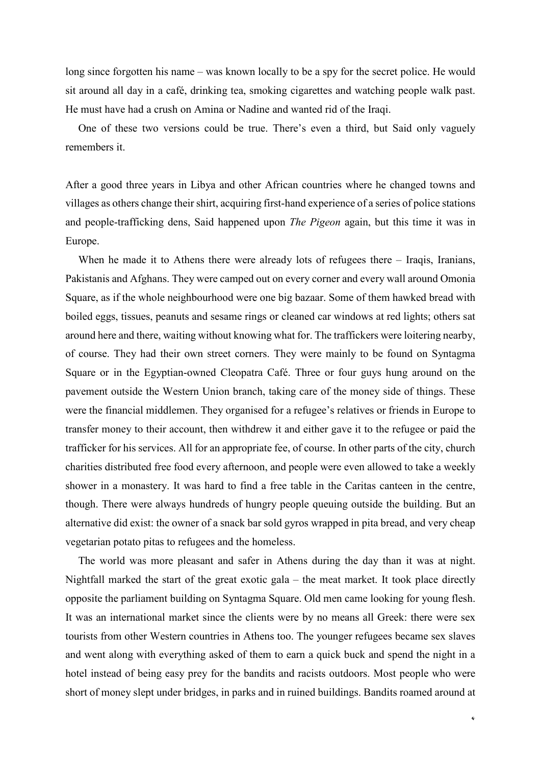long since forgotten his name – was known locally to be a spy for the secret police. He would sit around all day in a café, drinking tea, smoking cigarettes and watching people walk past. He must have had a crush on Amina or Nadine and wanted rid of the Iraqi.

One of these two versions could be true. There's even a third, but Said only vaguely remembers it.

After a good three years in Libya and other African countries where he changed towns and villages as others change their shirt, acquiring first-hand experience of a series of police stations and people-trafficking dens, Said happened upon *The Pigeon* again, but this time it was in Europe.

When he made it to Athens there were already lots of refugees there – Iraqis, Iranians, Pakistanis and Afghans. They were camped out on every corner and every wall around Omonia Square, as if the whole neighbourhood were one big bazaar. Some of them hawked bread with boiled eggs, tissues, peanuts and sesame rings or cleaned car windows at red lights; others sat around here and there, waiting without knowing what for. The traffickers were loitering nearby, of course. They had their own street corners. They were mainly to be found on Syntagma Square or in the Egyptian-owned Cleopatra Café. Three or four guys hung around on the pavement outside the Western Union branch, taking care of the money side of things. These were the financial middlemen. They organised for a refugee's relatives or friends in Europe to transfer money to their account, then withdrew it and either gave it to the refugee or paid the trafficker for his services. All for an appropriate fee, of course. In other parts of the city, church charities distributed free food every afternoon, and people were even allowed to take a weekly shower in a monastery. It was hard to find a free table in the Caritas canteen in the centre, though. There were always hundreds of hungry people queuing outside the building. But an alternative did exist: the owner of a snack bar sold gyros wrapped in pita bread, and very cheap vegetarian potato pitas to refugees and the homeless.

The world was more pleasant and safer in Athens during the day than it was at night. Nightfall marked the start of the great exotic gala – the meat market. It took place directly opposite the parliament building on Syntagma Square. Old men came looking for young flesh. It was an international market since the clients were by no means all Greek: there were sex tourists from other Western countries in Athens too. The younger refugees became sex slaves and went along with everything asked of them to earn a quick buck and spend the night in a hotel instead of being easy prey for the bandits and racists outdoors. Most people who were short of money slept under bridges, in parks and in ruined buildings. Bandits roamed around at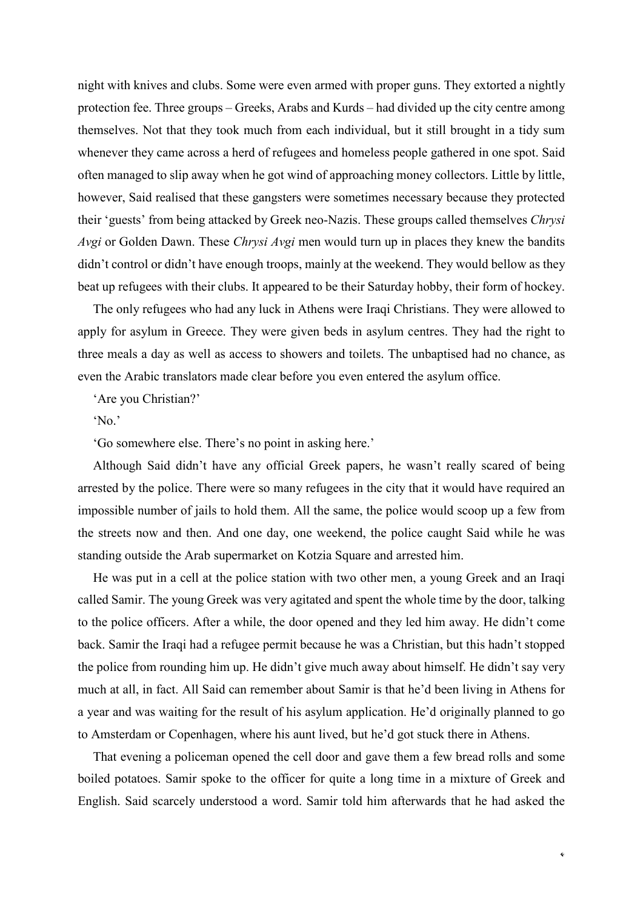night with knives and clubs. Some were even armed with proper guns. They extorted a nightly protection fee. Three groups – Greeks, Arabs and Kurds – had divided up the city centre among themselves. Not that they took much from each individual, but it still brought in a tidy sum whenever they came across a herd of refugees and homeless people gathered in one spot. Said often managed to slip away when he got wind of approaching money collectors. Little by little, however, Said realised that these gangsters were sometimes necessary because they protected their 'guests' from being attacked by Greek neo-Nazis. These groups called themselves *Chrysi Avgi* or Golden Dawn. These *Chrysi Avgi* men would turn up in places they knew the bandits didn't control or didn't have enough troops, mainly at the weekend. They would bellow as they beat up refugees with their clubs. It appeared to be their Saturday hobby, their form of hockey.

The only refugees who had any luck in Athens were Iraqi Christians. They were allowed to apply for asylum in Greece. They were given beds in asylum centres. They had the right to three meals a day as well as access to showers and toilets. The unbaptised had no chance, as even the Arabic translators made clear before you even entered the asylum office.

'Are you Christian?'

'No.'

'Go somewhere else. There's no point in asking here.'

Although Said didn't have any official Greek papers, he wasn't really scared of being arrested by the police. There were so many refugees in the city that it would have required an impossible number of jails to hold them. All the same, the police would scoop up a few from the streets now and then. And one day, one weekend, the police caught Said while he was standing outside the Arab supermarket on Kotzia Square and arrested him.

He was put in a cell at the police station with two other men, a young Greek and an Iraqi called Samir. The young Greek was very agitated and spent the whole time by the door, talking to the police officers. After a while, the door opened and they led him away. He didn't come back. Samir the Iraqi had a refugee permit because he was a Christian, but this hadn't stopped the police from rounding him up. He didn't give much away about himself. He didn't say very much at all, in fact. All Said can remember about Samir is that he'd been living in Athens for a year and was waiting for the result of his asylum application. He'd originally planned to go to Amsterdam or Copenhagen, where his aunt lived, but he'd got stuck there in Athens.

That evening a policeman opened the cell door and gave them a few bread rolls and some boiled potatoes. Samir spoke to the officer for quite a long time in a mixture of Greek and English. Said scarcely understood a word. Samir told him afterwards that he had asked the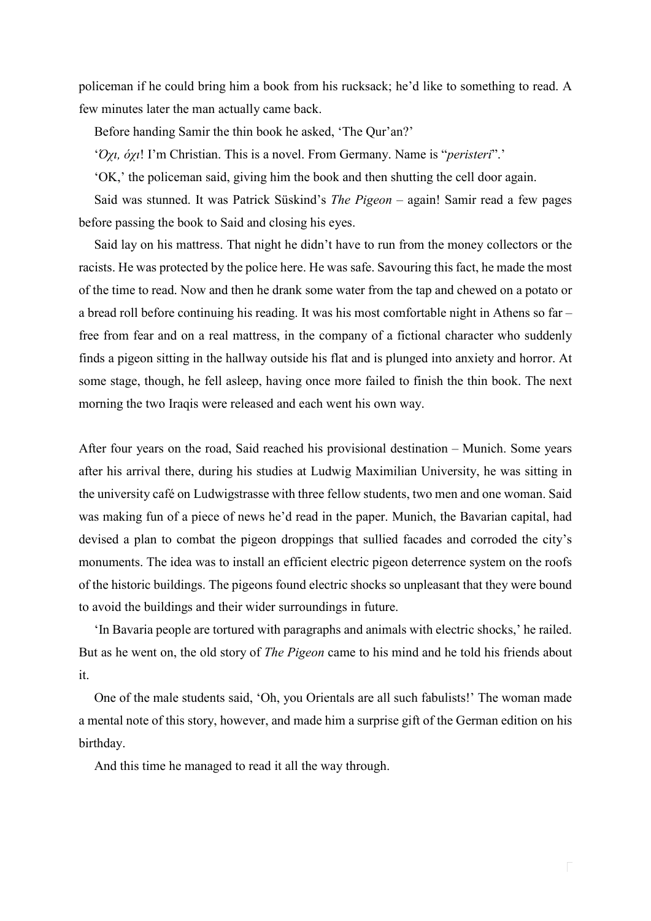policeman if he could bring him a book from his rucksack; he'd like to something to read. A few minutes later the man actually came back.

Before handing Samir the thin book he asked, 'The Qur'an?'

'*Όχι, όχι*! I'm Christian. This is a novel. From Germany. Name is "*peristeri*".'

'OK,' the policeman said, giving him the book and then shutting the cell door again.

Said was stunned. It was Patrick Süskind's *The Pigeon* – again! Samir read a few pages before passing the book to Said and closing his eyes.

Said lay on his mattress. That night he didn't have to run from the money collectors or the racists. He was protected by the police here. He was safe. Savouring this fact, he made the most of the time to read. Now and then he drank some water from the tap and chewed on a potato or a bread roll before continuing his reading. It was his most comfortable night in Athens so far – free from fear and on a real mattress, in the company of a fictional character who suddenly finds a pigeon sitting in the hallway outside his flat and is plunged into anxiety and horror. At some stage, though, he fell asleep, having once more failed to finish the thin book. The next morning the two Iraqis were released and each went his own way.

After four years on the road, Said reached his provisional destination – Munich. Some years after his arrival there, during his studies at Ludwig Maximilian University, he was sitting in the university café on Ludwigstrasse with three fellow students, two men and one woman. Said was making fun of a piece of news he'd read in the paper. Munich, the Bavarian capital, had devised a plan to combat the pigeon droppings that sullied facades and corroded the city's monuments. The idea was to install an efficient electric pigeon deterrence system on the roofs of the historic buildings. The pigeons found electric shocks so unpleasant that they were bound to avoid the buildings and their wider surroundings in future.

'In Bavaria people are tortured with paragraphs and animals with electric shocks,' he railed. But as he went on, the old story of *The Pigeon* came to his mind and he told his friends about it.

One of the male students said, 'Oh, you Orientals are all such fabulists!' The woman made a mental note of this story, however, and made him a surprise gift of the German edition on his birthday.

And this time he managed to read it all the way through.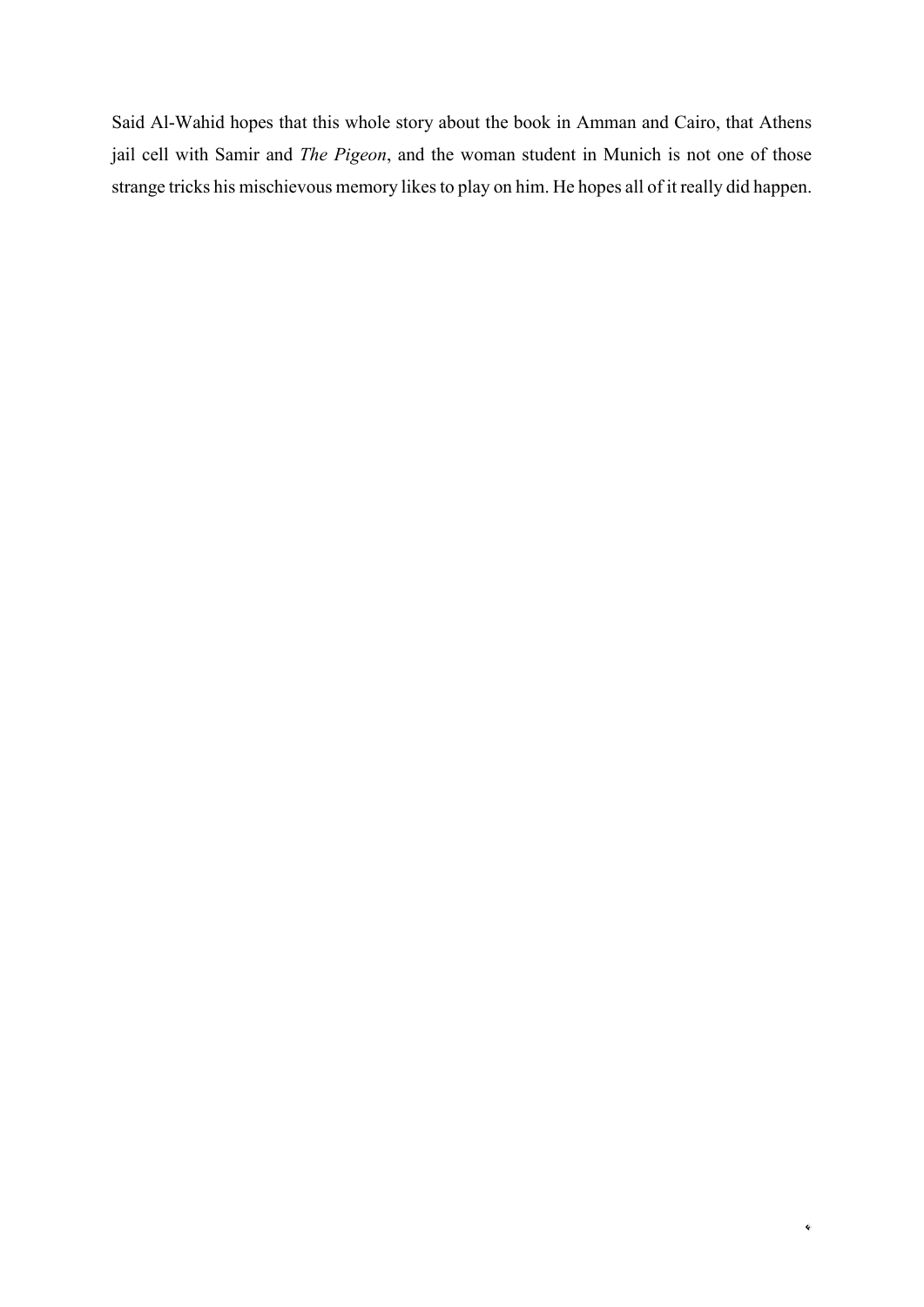Said Al-Wahid hopes that this whole story about the book in Amman and Cairo, that Athens jail cell with Samir and *The Pigeon*, and the woman student in Munich is not one of those strange tricks his mischievous memory likes to play on him. He hopes all of it really did happen.